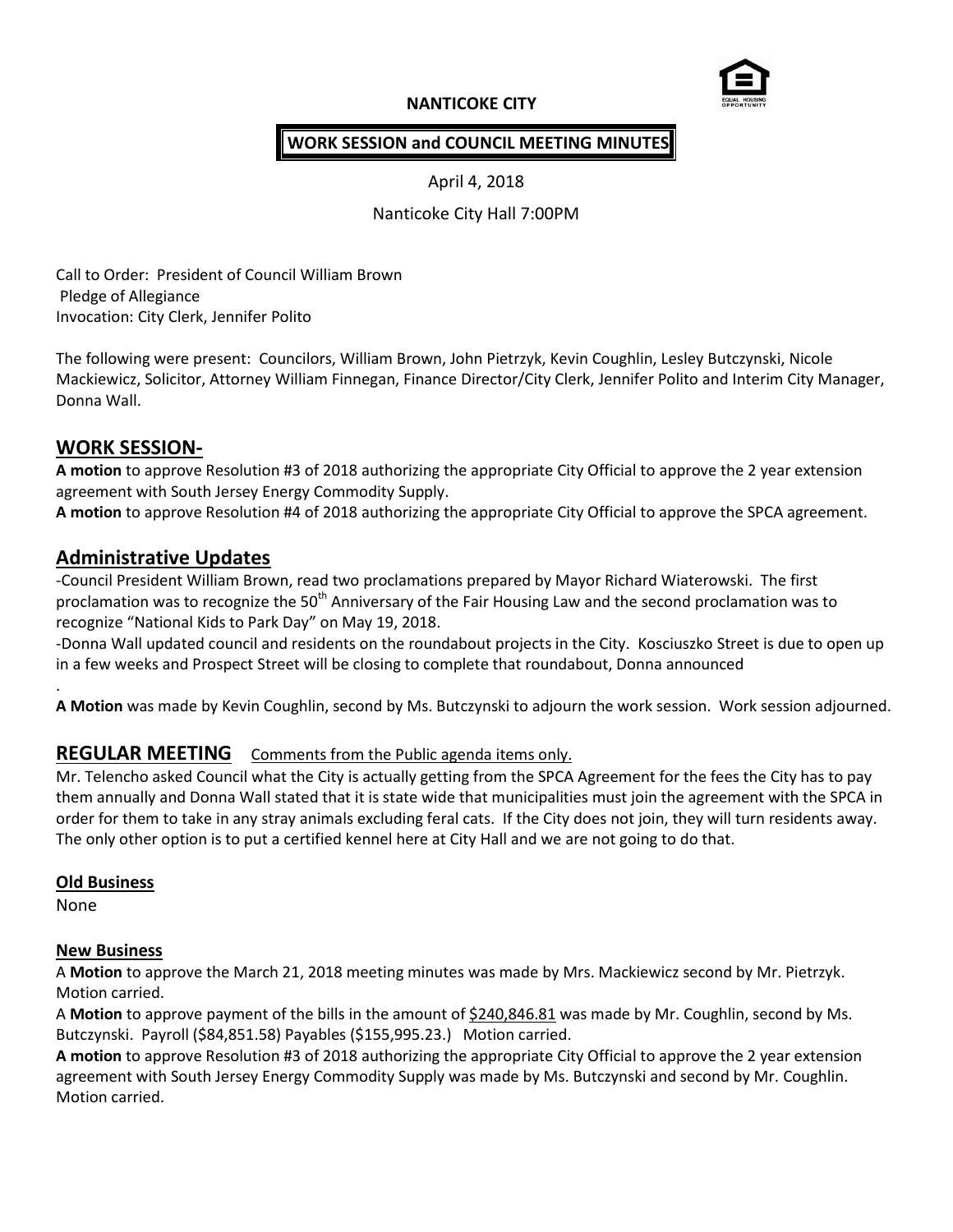**NANTICOKE CITY**

**WORK SESSION and COUNCIL MEETING MINUTES**

April 4, 2018

Nanticoke City Hall 7:00PM

Call to Order: President of Council William Brown
Pledge of Allegiance
Invocation: City Clerk, Jennifer Polito

The following were present: Councilors, William Brown, John Pietrzyk, Kevin Coughlin, Lesley Butczynski, Nicole Mackiewicz, Solicitor, Attorney William Finnegan, Finance Director/City Clerk, Jennifer Polito and Interim City Manager, Donna Wall.

## WORK SESSION-

**A motion** to approve Resolution #3 of 2018 authorizing the appropriate City Official to approve the 2 year extension agreement with South Jersey Energy Commodity Supply.

**A motion** to approve Resolution #4 of 2018 authorizing the appropriate City Official to approve the SPCA agreement.

## Administrative Updates

-Council President William Brown, read two proclamations prepared by Mayor Richard Wiaterowski. The first proclamation was to recognize the 50th Anniversary of the Fair Housing Law and the second proclamation was to recognize "National Kids to Park Day" on May 19, 2018.

-Donna Wall updated council and residents on the roundabout projects in the City. Kosciuszko Street is due to open up in a few weeks and Prospect Street will be closing to complete that roundabout, Donna announced

.

**A Motion** was made by Kevin Coughlin, second by Ms. Butczynski to adjourn the work session. Work session adjourned.

## REGULAR MEETING Comments from the Public agenda items only.

Mr. Telencho asked Council what the City is actually getting from the SPCA Agreement for the fees the City has to pay them annually and Donna Wall stated that it is state wide that municipalities must join the agreement with the SPCA in order for them to take in any stray animals excluding feral cats. If the City does not join, they will turn residents away. The only other option is to put a certified kennel here at City Hall and we are not going to do that.

### Old Business

None

### New Business

A **Motion** to approve the March 21, 2018 meeting minutes was made by Mrs. Mackiewicz second by Mr. Pietrzyk. Motion carried.

A **Motion** to approve payment of the bills in the amount of $240,846.81 was made by Mr. Coughlin, second by Ms. Butczynski. Payroll ($84,851.58) Payables ($155,995.23.) Motion carried.

**A motion** to approve Resolution #3 of 2018 authorizing the appropriate City Official to approve the 2 year extension agreement with South Jersey Energy Commodity Supply was made by Ms. Butczynski and second by Mr. Coughlin. Motion carried.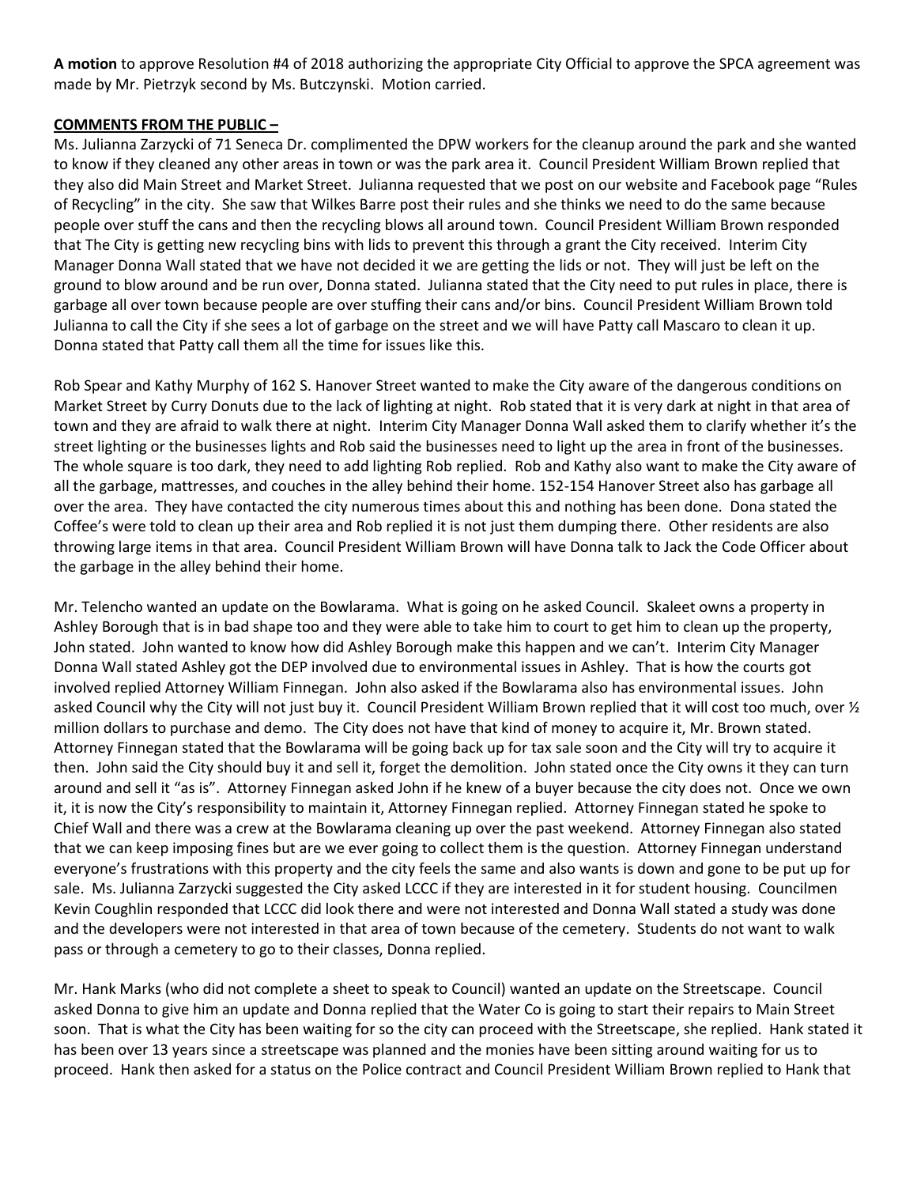**A motion** to approve Resolution #4 of 2018 authorizing the appropriate City Official to approve the SPCA agreement was made by Mr. Pietrzyk second by Ms. Butczynski. Motion carried.

**COMMENTS FROM THE PUBLIC –**

Ms. Julianna Zarzycki of 71 Seneca Dr. complimented the DPW workers for the cleanup around the park and she wanted to know if they cleaned any other areas in town or was the park area it. Council President William Brown replied that they also did Main Street and Market Street. Julianna requested that we post on our website and Facebook page "Rules of Recycling" in the city. She saw that Wilkes Barre post their rules and she thinks we need to do the same because people over stuff the cans and then the recycling blows all around town. Council President William Brown responded that The City is getting new recycling bins with lids to prevent this through a grant the City received. Interim City Manager Donna Wall stated that we have not decided it we are getting the lids or not. They will just be left on the ground to blow around and be run over, Donna stated. Julianna stated that the City need to put rules in place, there is garbage all over town because people are over stuffing their cans and/or bins. Council President William Brown told Julianna to call the City if she sees a lot of garbage on the street and we will have Patty call Mascaro to clean it up. Donna stated that Patty call them all the time for issues like this.

Rob Spear and Kathy Murphy of 162 S. Hanover Street wanted to make the City aware of the dangerous conditions on Market Street by Curry Donuts due to the lack of lighting at night. Rob stated that it is very dark at night in that area of town and they are afraid to walk there at night. Interim City Manager Donna Wall asked them to clarify whether it's the street lighting or the businesses lights and Rob said the businesses need to light up the area in front of the businesses. The whole square is too dark, they need to add lighting Rob replied. Rob and Kathy also want to make the City aware of all the garbage, mattresses, and couches in the alley behind their home. 152-154 Hanover Street also has garbage all over the area. They have contacted the city numerous times about this and nothing has been done. Dona stated the Coffee's were told to clean up their area and Rob replied it is not just them dumping there. Other residents are also throwing large items in that area. Council President William Brown will have Donna talk to Jack the Code Officer about the garbage in the alley behind their home.

Mr. Telencho wanted an update on the Bowlarama. What is going on he asked Council. Skaleet owns a property in Ashley Borough that is in bad shape too and they were able to take him to court to get him to clean up the property, John stated. John wanted to know how did Ashley Borough make this happen and we can't. Interim City Manager Donna Wall stated Ashley got the DEP involved due to environmental issues in Ashley. That is how the courts got involved replied Attorney William Finnegan. John also asked if the Bowlarama also has environmental issues. John asked Council why the City will not just buy it. Council President William Brown replied that it will cost too much, over ½ million dollars to purchase and demo. The City does not have that kind of money to acquire it, Mr. Brown stated. Attorney Finnegan stated that the Bowlarama will be going back up for tax sale soon and the City will try to acquire it then. John said the City should buy it and sell it, forget the demolition. John stated once the City owns it they can turn around and sell it "as is". Attorney Finnegan asked John if he knew of a buyer because the city does not. Once we own it, it is now the City's responsibility to maintain it, Attorney Finnegan replied. Attorney Finnegan stated he spoke to Chief Wall and there was a crew at the Bowlarama cleaning up over the past weekend. Attorney Finnegan also stated that we can keep imposing fines but are we ever going to collect them is the question. Attorney Finnegan understand everyone's frustrations with this property and the city feels the same and also wants is down and gone to be put up for sale. Ms. Julianna Zarzycki suggested the City asked LCCC if they are interested in it for student housing. Councilmen Kevin Coughlin responded that LCCC did look there and were not interested and Donna Wall stated a study was done and the developers were not interested in that area of town because of the cemetery. Students do not want to walk pass or through a cemetery to go to their classes, Donna replied.

Mr. Hank Marks (who did not complete a sheet to speak to Council) wanted an update on the Streetscape. Council asked Donna to give him an update and Donna replied that the Water Co is going to start their repairs to Main Street soon. That is what the City has been waiting for so the city can proceed with the Streetscape, she replied. Hank stated it has been over 13 years since a streetscape was planned and the monies have been sitting around waiting for us to proceed. Hank then asked for a status on the Police contract and Council President William Brown replied to Hank that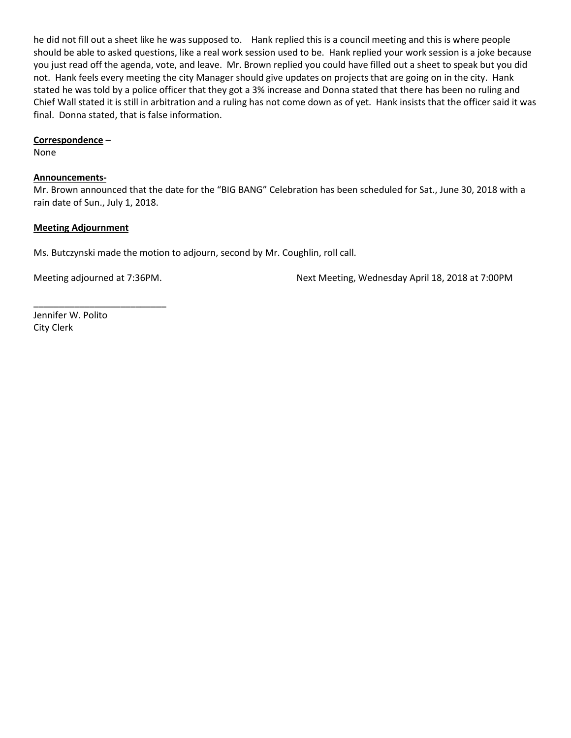he did not fill out a sheet like he was supposed to. Hank replied this is a council meeting and this is where people should be able to asked questions, like a real work session used to be. Hank replied your work session is a joke because you just read off the agenda, vote, and leave. Mr. Brown replied you could have filled out a sheet to speak but you did not. Hank feels every meeting the city Manager should give updates on projects that are going on in the city. Hank stated he was told by a police officer that they got a 3% increase and Donna stated that there has been no ruling and Chief Wall stated it is still in arbitration and a ruling has not come down as of yet. Hank insists that the officer said it was final. Donna stated, that is false information.

**<u>Correspondence</u>** –
None

**<u>Announcements-</u>**
Mr. Brown announced that the date for the "BIG BANG" Celebration has been scheduled for Sat., June 30, 2018 with a rain date of Sun., July 1, 2018.

**<u>Meeting Adjournment</u>**

Ms. Butczynski made the motion to adjourn, second by Mr. Coughlin, roll call.

Meeting adjourned at 7:36PM. Next Meeting, Wednesday April 18, 2018 at 7:00PM

___________________________
Jennifer W. Polito
City Clerk